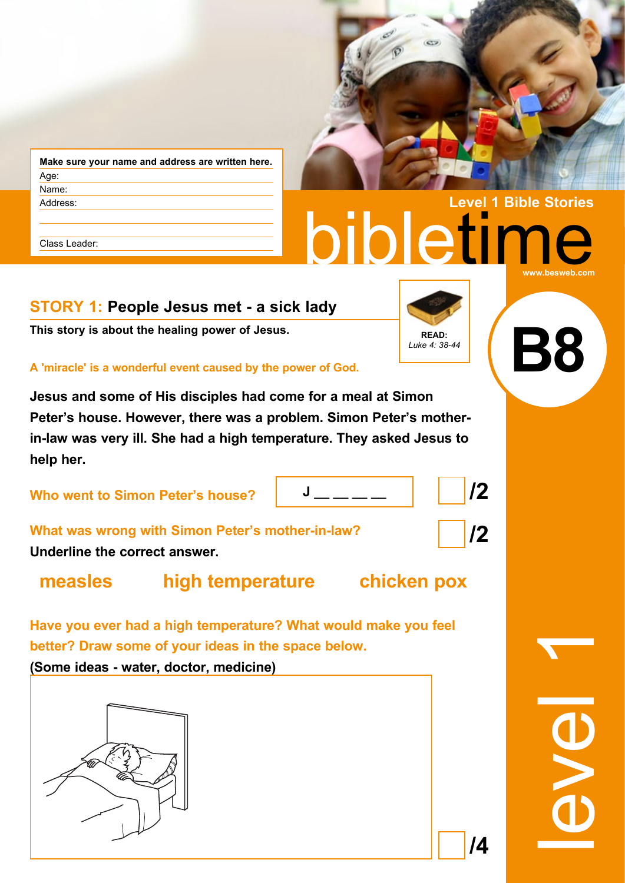Make sure your name and address are written here.

Age:

Name:

Address:

Class Leader:

Level 1 Bible Stories

# bibletime

www.besweb.com

**B8**

## STORY 1: People Jesus met - a sick lady

**This story is about the healing power of Jesus.**

READ: *Luke 4: 38-44*

**A 'miracle' is a wonderful event caused by the power of God.**

**Jesus and some of His disciples had come for a meal at Simon Peter's house. However, there was a problem. Simon Peter's mother-in-law was very ill. She had a high temperature. They asked Jesus to help her.**

**Who went to Simon Peter's house?** J _ _ _ _ /2

**What was wrong with Simon Peter's mother-in-law?** /2

**Underline the correct answer.**

**measles** **high temperature** **chicken pox**

**Have you ever had a high temperature? What would make you feel better? Draw some of your ideas in the space below.**

**(Some ideas - water, doctor, medicine)**

/4

level 1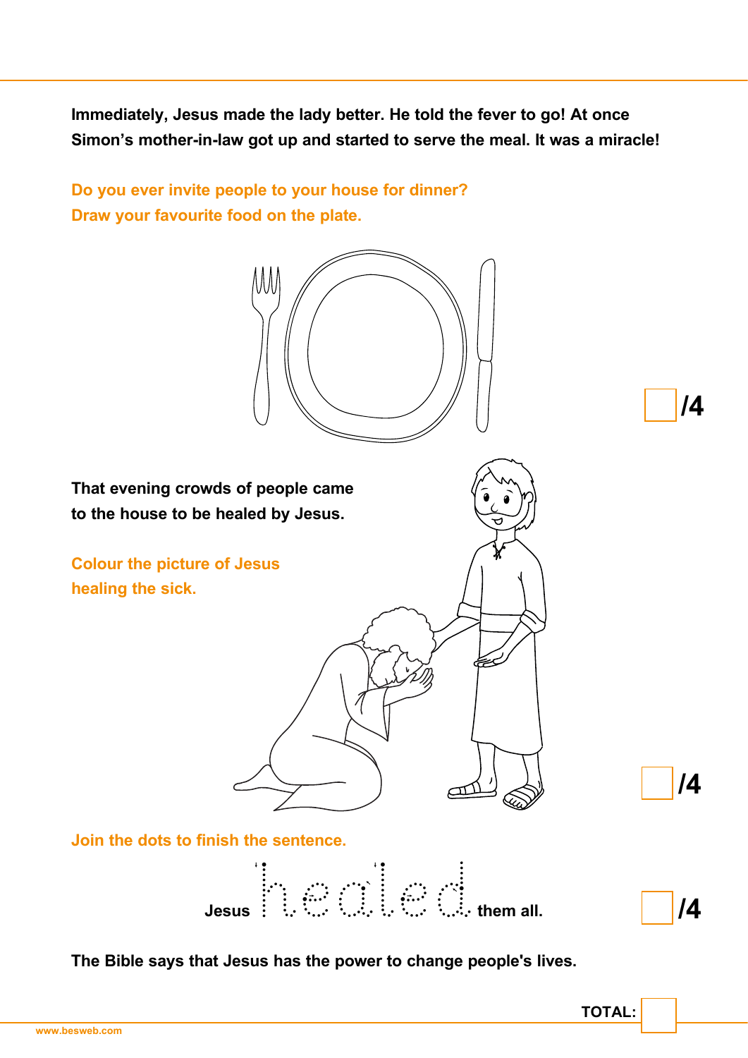**Immediately, Jesus made the lady better. He told the fever to go! At once Simon's mother-in-law got up and started to serve the meal. It was a miracle!**

Do you ever invite people to your house for dinner?
Draw your favourite food on the plate.

/4

**That evening crowds of people came to the house to be healed by Jesus.**

Colour the picture of Jesus healing the sick.

/4

Join the dots to finish the sentence.

**Jesus** healed **them all.**

/4

**The Bible says that Jesus has the power to change people's lives.**

**TOTAL:**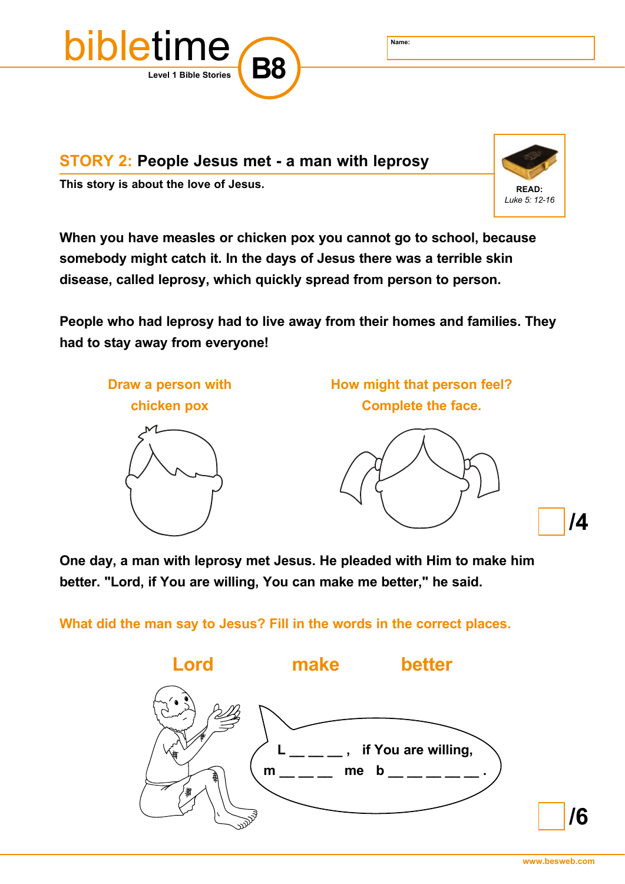bibletime

Level 1 Bible Stories

B8

Name:

## STORY 2: People Jesus met - a man with leprosy

**This story is about the love of Jesus.**

**READ:** *Luke 5: 12-16*

**When you have measles or chicken pox you cannot go to school, because somebody might catch it. In the days of Jesus there was a terrible skin disease, called leprosy, which quickly spread from person to person.**

**People who had leprosy had to live away from their homes and families. They had to stay away from everyone!**

Draw a person with chicken pox

How might that person feel? Complete the face.

/4

**One day, a man with leprosy met Jesus. He pleaded with Him to make him better. "Lord, if You are willing, You can make me better," he said.**

What did the man say to Jesus? Fill in the words in the correct places.

Lord make better

L __ __ __ , if You are willing,
m __ __ __ me b __ __ __ __ __ .

/6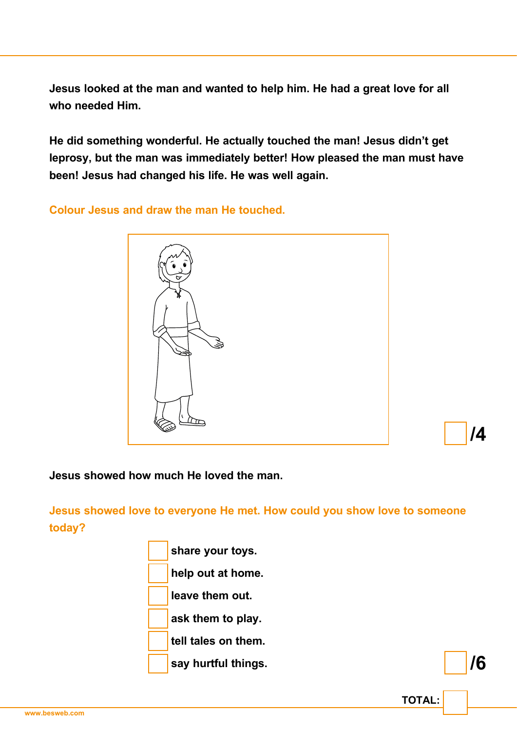**Jesus looked at the man and wanted to help him. He had a great love for all who needed Him.**

**He did something wonderful. He actually touched the man! Jesus didn't get leprosy, but the man was immediately better! How pleased the man must have been! Jesus had changed his life. He was well again.**

**Colour Jesus and draw the man He touched.**

**/4**

**Jesus showed how much He loved the man.**

**Jesus showed love to everyone He met. How could you show love to someone today?**

- [ ] **share your toys.**
- [ ] **help out at home.**
- [ ] **leave them out.**
- [ ] **ask them to play.**
- [ ] **tell tales on them.**
- [ ] **say hurtful things.**

**/6**

**TOTAL:**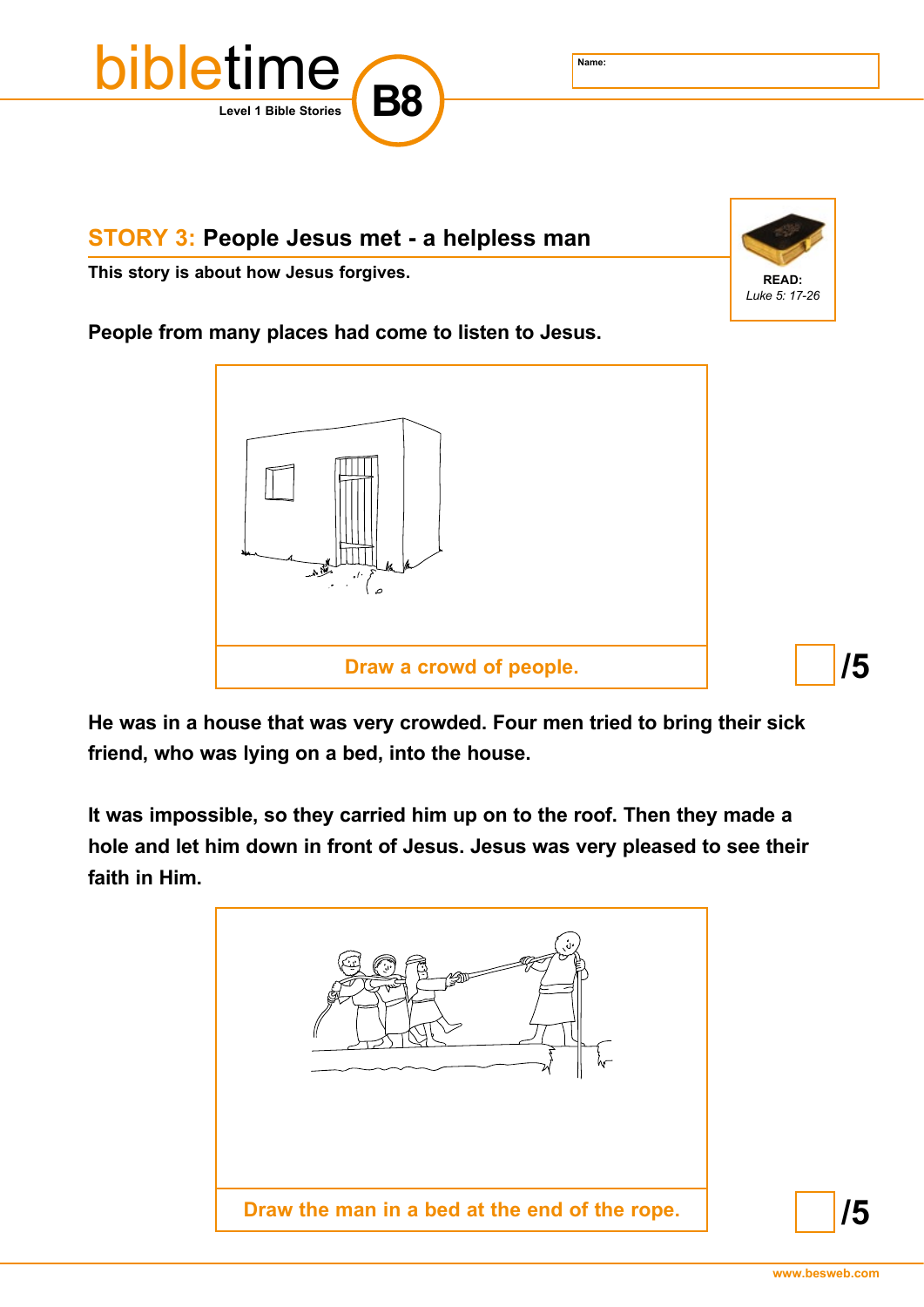bibletime **B8**

Level 1 Bible Stories

Name:

## STORY 3: People Jesus met - a helpless man

**This story is about how Jesus forgives.**

**READ:** *Luke 5: 17-26*

**People from many places had come to listen to Jesus.**

Draw a crowd of people.

/5

**He was in a house that was very crowded. Four men tried to bring their sick friend, who was lying on a bed, into the house.**

**It was impossible, so they carried him up on to the roof. Then they made a hole and let him down in front of Jesus. Jesus was very pleased to see their faith in Him.**

Draw the man in a bed at the end of the rope.

/5

www.besweb.com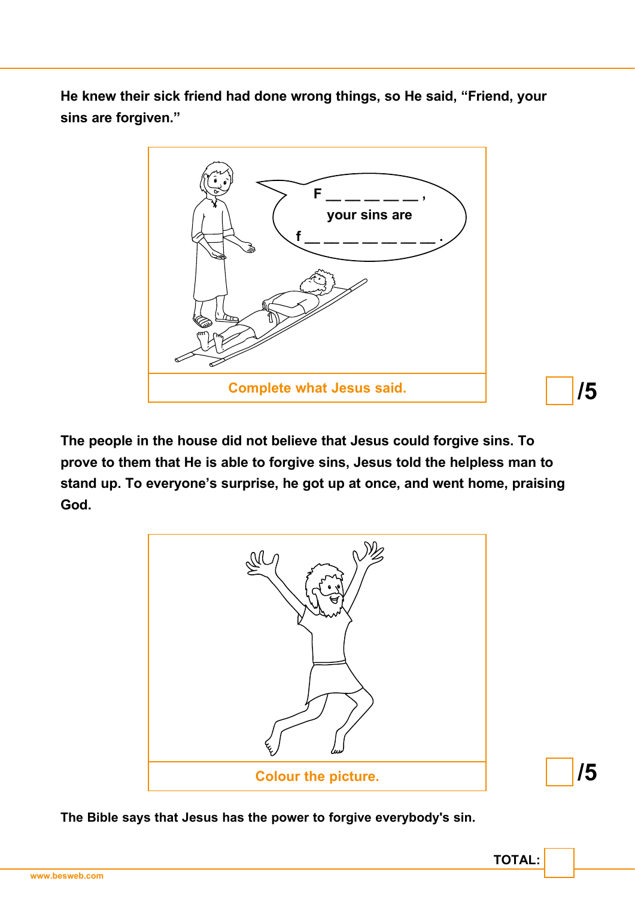He knew their sick friend had done wrong things, so He said, “Friend, your sins are forgiven.”

F __ __ __ __ __ ,
your sins are
f __ __ __ __ __ __ __ __ .

Complete what Jesus said.

/5

The people in the house did not believe that Jesus could forgive sins. To prove to them that He is able to forgive sins, Jesus told the helpless man to stand up. To everyone’s surprise, he got up at once, and went home, praising God.

Colour the picture.

/5

The Bible says that Jesus has the power to forgive everybody's sin.

TOTAL:

www.besweb.com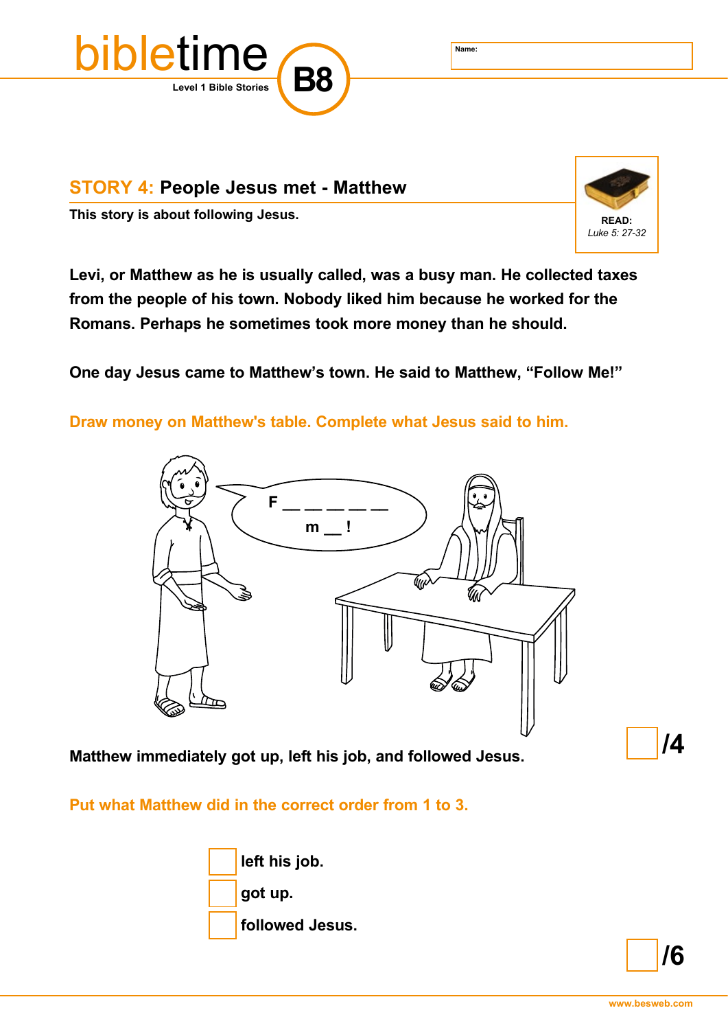bibletime

Level 1 Bible Stories

B8

Name:

## STORY 4: People Jesus met - Matthew

**This story is about following Jesus.**

**READ:**
*Luke 5: 27-32*

**Levi, or Matthew as he is usually called, was a busy man. He collected taxes from the people of his town. Nobody liked him because he worked for the Romans. Perhaps he sometimes took more money than he should.**

**One day Jesus came to Matthew's town. He said to Matthew, "Follow Me!"**

**Draw money on Matthew's table. Complete what Jesus said to him.**

F __ __ __ __ __

m __ !

**Matthew immediately got up, left his job, and followed Jesus.**

/4

**Put what Matthew did in the correct order from 1 to 3.**

- [ ] left his job.
- [ ] got up.
- [ ] followed Jesus.

/6

www.besweb.com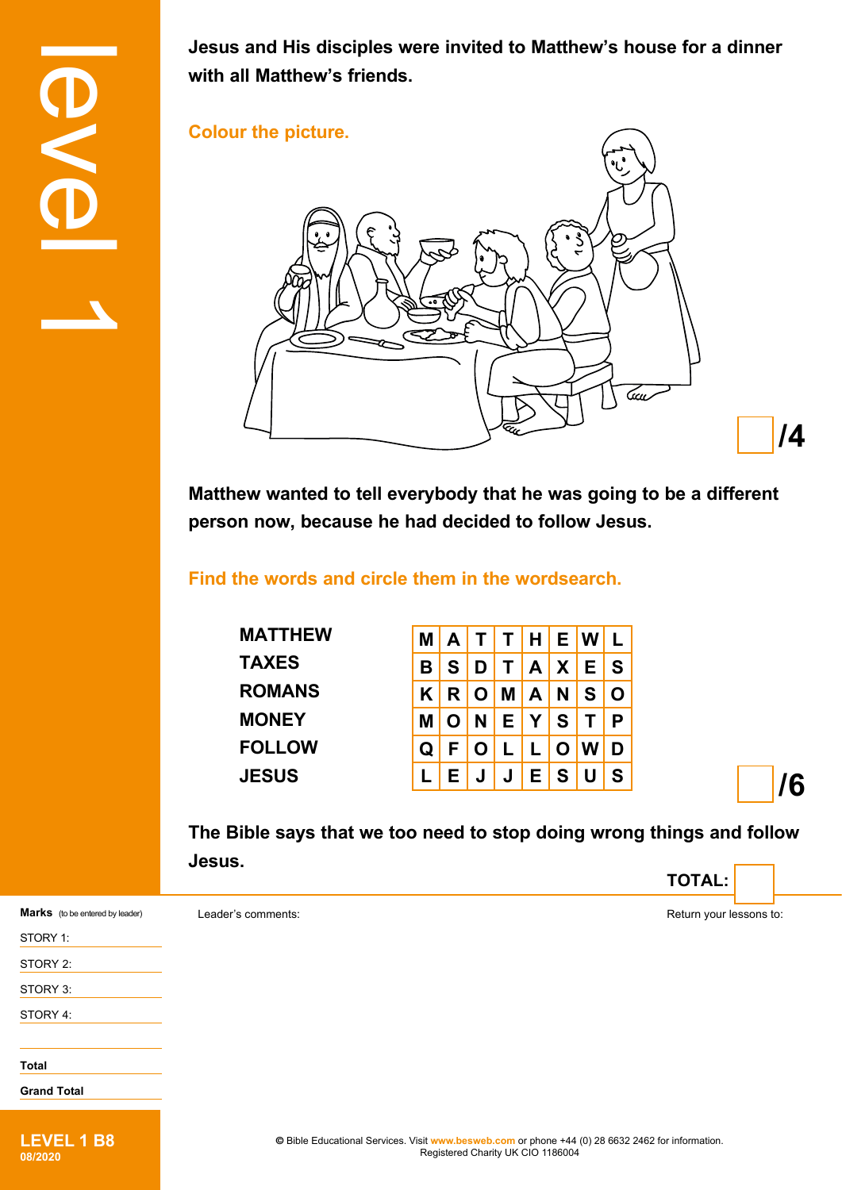Jesus and His disciples were invited to Matthew's house for a dinner with all Matthew's friends.

Colour the picture.

/4

Matthew wanted to tell everybody that he was going to be a different person now, because he had decided to follow Jesus.

Find the words and circle them in the wordsearch.

- MATTHEW
- TAXES
- ROMANS
- MONEY
- FOLLOW
- JESUS

| | | | | | | | |
|---|---|---|---|---|---|---|---|
| M | A | T | T | H | E | W | L |
| B | S | D | T | A | X | E | S |
| K | R | O | M | A | N | S | O |
| M | O | N | E | Y | S | T | P |
| Q | F | O | L | L | O | W | D |
| L | E | J | J | E | S | U | S |

/6

The Bible says that we too need to stop doing wrong things and follow Jesus.

TOTAL:

**Marks** (to be entered by leader)

STORY 1:

STORY 2:

STORY 3:

STORY 4:

**Total**

**Grand Total**

Leader's comments:

Return your lessons to:

**LEVEL 1 B8**
08/2020

© Bible Educational Services. Visit www.besweb.com or phone +44 (0) 28 6632 2462 for information.
Registered Charity UK CIO 1186004